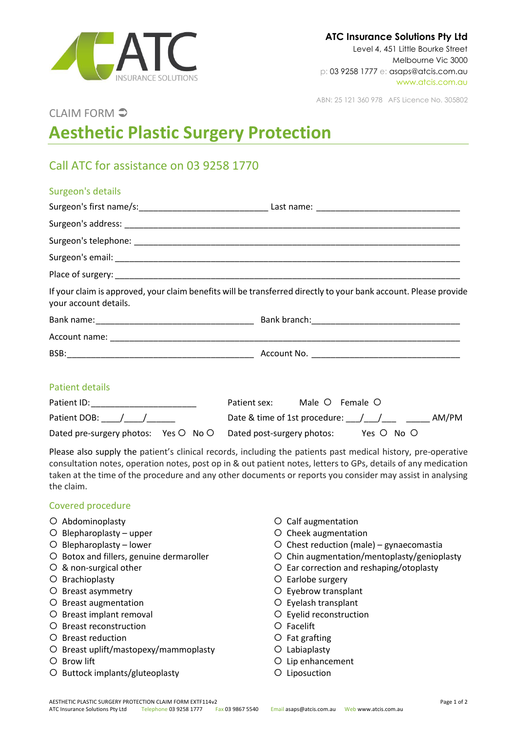**ATC Insurance Solutions Pty Ltd**
Level 4, 451 Little Bourke Street
Melbourne Vic 3000
p: 03 9258 1777 e: asaps@atcis.com.au
www.atcis.com.au

ABN: 25 121 360 978 AFS Licence No. 305802

CLAIM FORM

# Aesthetic Plastic Surgery Protection

## Call ATC for assistance on 03 9258 1770

### Surgeon's details

Surgeon's first name/s:___________________________ Last name: ______________________________

Surgeon's address: ________________________________________________________________________

Surgeon's telephone: ______________________________________________________________________

Surgeon's email: __________________________________________________________________________

Place of surgery: _________________________________________________________________________

If your claim is approved, your claim benefits will be transferred directly to your bank account. Please provide your account details.

Bank name:_________________________________ Bank branch:________________________________

Account name: ____________________________________________________________________________

BSB:_______________________________________ Account No. ________________________________

### Patient details

Patient ID:______________________ Patient sex: Male ○ Female ○

Patient DOB: ____/____/______ Date & time of 1st procedure: ___/___/___ _____ AM/PM

Dated pre-surgery photos: Yes ○ No ○ Dated post-surgery photos: Yes ○ No ○

Please also supply the patient's clinical records, including the patients past medical history, pre-operative consultation notes, operation notes, post op in & out patient notes, letters to GPs, details of any medication taken at the time of the procedure and any other documents or reports you consider may assist in analysing the claim.

### Covered procedure

- ○ Abdominoplasty
- ○ Blepharoplasty – upper
- ○ Blepharoplasty – lower
- ○ Botox and fillers, genuine dermaroller
- ○ & non-surgical other
- ○ Brachioplasty
- ○ Breast asymmetry
- ○ Breast augmentation
- ○ Breast implant removal
- ○ Breast reconstruction
- ○ Breast reduction
- ○ Breast uplift/mastopexy/mammoplasty
- ○ Brow lift
- ○ Buttock implants/gluteoplasty
- ○ Calf augmentation
- ○ Cheek augmentation
- ○ Chest reduction (male) – gynaecomastia
- ○ Chin augmentation/mentoplasty/genioplasty
- ○ Ear correction and reshaping/otoplasty
- ○ Earlobe surgery
- ○ Eyebrow transplant
- ○ Eyelash transplant
- ○ Eyelid reconstruction
- ○ Facelift
- ○ Fat grafting
- ○ Labiaplasty
- ○ Lip enhancement
- ○ Liposuction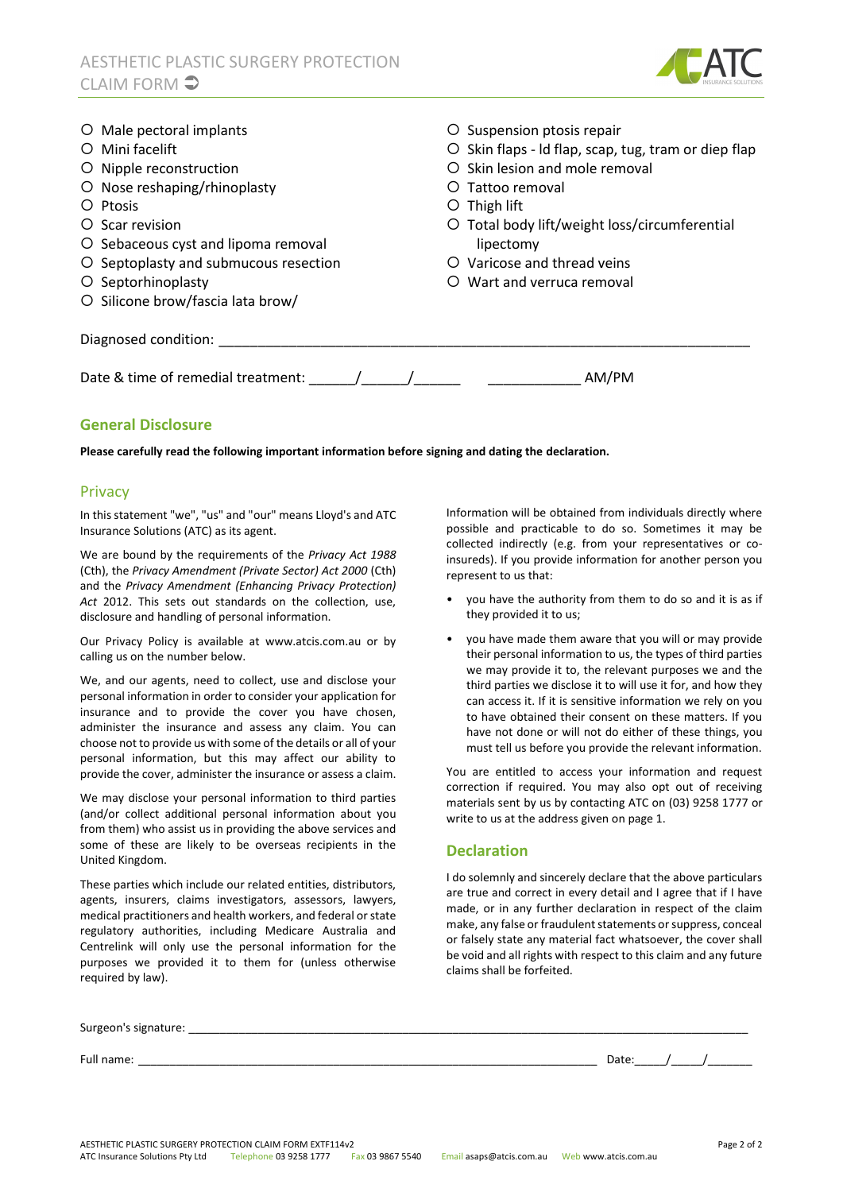# AESTHETIC PLASTIC SURGERY PROTECTION CLAIM FORM

- ○ Male pectoral implants
- ○ Mini facelift
- ○ Nipple reconstruction
- ○ Nose reshaping/rhinoplasty
- ○ Ptosis
- ○ Scar revision
- ○ Sebaceous cyst and lipoma removal
- ○ Septoplasty and submucous resection
- ○ Septorhinoplasty
- ○ Silicone brow/fascia lata brow/
- ○ Suspension ptosis repair
- ○ Skin flaps - ld flap, scap, tug, tram or diep flap
- ○ Skin lesion and mole removal
- ○ Tattoo removal
- ○ Thigh lift
- ○ Total body lift/weight loss/circumferential lipectomy
- ○ Varicose and thread veins
- ○ Wart and verruca removal

Diagnosed condition: ______________________________________________________________________

Date & time of remedial treatment: ______/______/______ ____________ AM/PM

## General Disclosure

**Please carefully read the following important information before signing and dating the declaration.**

### Privacy

In this statement "we", "us" and "our" means Lloyd's and ATC Insurance Solutions (ATC) as its agent.

We are bound by the requirements of the *Privacy Act 1988* (Cth), the *Privacy Amendment (Private Sector) Act 2000* (Cth) and the *Privacy Amendment (Enhancing Privacy Protection) Act* 2012. This sets out standards on the collection, use, disclosure and handling of personal information.

Our Privacy Policy is available at www.atcis.com.au or by calling us on the number below.

We, and our agents, need to collect, use and disclose your personal information in order to consider your application for insurance and to provide the cover you have chosen, administer the insurance and assess any claim. You can choose not to provide us with some of the details or all of your personal information, but this may affect our ability to provide the cover, administer the insurance or assess a claim.

We may disclose your personal information to third parties (and/or collect additional personal information about you from them) who assist us in providing the above services and some of these are likely to be overseas recipients in the United Kingdom.

These parties which include our related entities, distributors, agents, insurers, claims investigators, assessors, lawyers, medical practitioners and health workers, and federal or state regulatory authorities, including Medicare Australia and Centrelink will only use the personal information for the purposes we provided it to them for (unless otherwise required by law).

Information will be obtained from individuals directly where possible and practicable to do so. Sometimes it may be collected indirectly (e.g. from your representatives or co-insureds). If you provide information for another person you represent to us that:

- you have the authority from them to do so and it is as if they provided it to us;
- you have made them aware that you will or may provide their personal information to us, the types of third parties we may provide it to, the relevant purposes we and the third parties we disclose it to will use it for, and how they can access it. If it is sensitive information we rely on you to have obtained their consent on these matters. If you have not done or will not do either of these things, you must tell us before you provide the relevant information.

You are entitled to access your information and request correction if required. You may also opt out of receiving materials sent by us by contacting ATC on (03) 9258 1777 or write to us at the address given on page 1.

## Declaration

I do solemnly and sincerely declare that the above particulars are true and correct in every detail and I agree that if I have made, or in any further declaration in respect of the claim make, any false or fraudulent statements or suppress, conceal or falsely state any material fact whatsoever, the cover shall be void and all rights with respect to this claim and any future claims shall be forfeited.

Surgeon's signature: ______________________________________________________________________

Full name: ____________________________________________________________ Date:_____/_____/_______

AESTHETIC PLASTIC SURGERY PROTECTION CLAIM FORM EXTF114v2
ATC Insurance Solutions Pty Ltd Telephone 03 9258 1777 Fax 03 9867 5540 Email asaps@atcis.com.au Web www.atcis.com.au